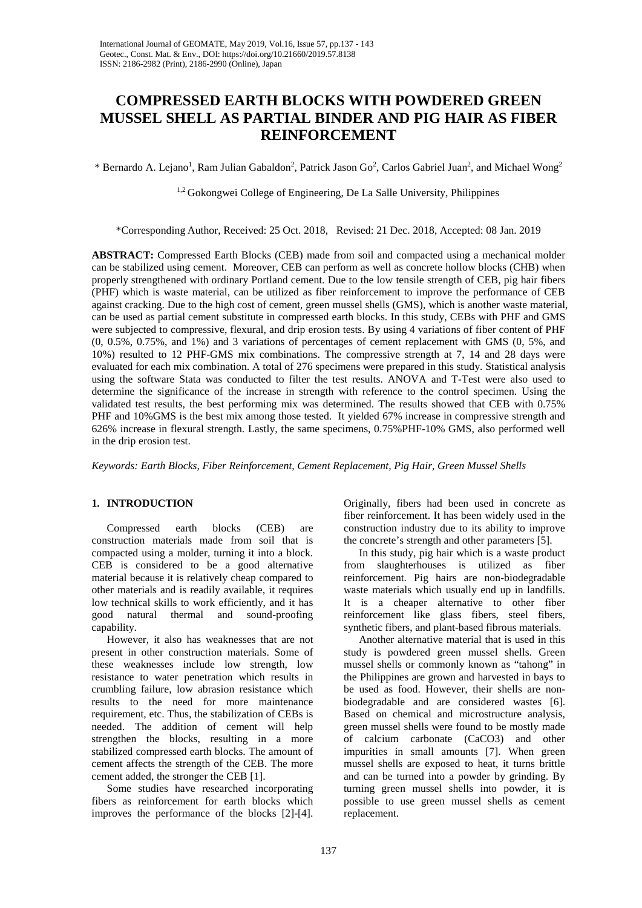# COMPRESSED EARTH BLOCKS WITH POWDERED GREEN MUSSEL SHELL AS PARTIAL BINDER AND PIG HAIR AS FIBER REINFORCEMENT

\* Bernardo A. Lejano[1], Ram Julian Gabaldon[2], Patrick Jason Go[2], Carlos Gabriel Juan[2], and Michael Wong[2]

[1,2] Gokongwei College of Engineering, De La Salle University, Philippines

\*Corresponding Author, Received: 25 Oct. 2018, Revised: 21 Dec. 2018, Accepted: 08 Jan. 2019

**ABSTRACT:** Compressed Earth Blocks (CEB) made from soil and compacted using a mechanical molder can be stabilized using cement. Moreover, CEB can perform as well as concrete hollow blocks (CHB) when properly strengthened with ordinary Portland cement. Due to the low tensile strength of CEB, pig hair fibers (PHF) which is waste material, can be utilized as fiber reinforcement to improve the performance of CEB against cracking. Due to the high cost of cement, green mussel shells (GMS), which is another waste material, can be used as partial cement substitute in compressed earth blocks. In this study, CEBs with PHF and GMS were subjected to compressive, flexural, and drip erosion tests. By using 4 variations of fiber content of PHF (0, 0.5%, 0.75%, and 1%) and 3 variations of percentages of cement replacement with GMS (0, 5%, and 10%) resulted to 12 PHF-GMS mix combinations. The compressive strength at 7, 14 and 28 days were evaluated for each mix combination. A total of 276 specimens were prepared in this study. Statistical analysis using the software Stata was conducted to filter the test results. ANOVA and T-Test were also used to determine the significance of the increase in strength with reference to the control specimen. Using the validated test results, the best performing mix was determined. The results showed that CEB with 0.75% PHF and 10%GMS is the best mix among those tested. It yielded 67% increase in compressive strength and 626% increase in flexural strength. Lastly, the same specimens, 0.75%PHF-10% GMS, also performed well in the drip erosion test.

*Keywords: Earth Blocks, Fiber Reinforcement, Cement Replacement, Pig Hair, Green Mussel Shells*

## 1. INTRODUCTION

Compressed earth blocks (CEB) are construction materials made from soil that is compacted using a molder, turning it into a block. CEB is considered to be a good alternative material because it is relatively cheap compared to other materials and is readily available, it requires low technical skills to work efficiently, and it has good natural thermal and sound-proofing capability.

However, it also has weaknesses that are not present in other construction materials. Some of these weaknesses include low strength, low resistance to water penetration which results in crumbling failure, low abrasion resistance which results to the need for more maintenance requirement, etc. Thus, the stabilization of CEBs is needed. The addition of cement will help strengthen the blocks, resulting in a more stabilized compressed earth blocks. The amount of cement affects the strength of the CEB. The more cement added, the stronger the CEB [1].

Some studies have researched incorporating fibers as reinforcement for earth blocks which improves the performance of the blocks [2]-[4]. Originally, fibers had been used in concrete as fiber reinforcement. It has been widely used in the construction industry due to its ability to improve the concrete's strength and other parameters [5].

In this study, pig hair which is a waste product from slaughterhouses is utilized as fiber reinforcement. Pig hairs are non-biodegradable waste materials which usually end up in landfills. It is a cheaper alternative to other fiber reinforcement like glass fibers, steel fibers, synthetic fibers, and plant-based fibrous materials.

Another alternative material that is used in this study is powdered green mussel shells. Green mussel shells or commonly known as "tahong" in the Philippines are grown and harvested in bays to be used as food. However, their shells are non-biodegradable and are considered wastes [6]. Based on chemical and microstructure analysis, green mussel shells were found to be mostly made of calcium carbonate ($CaCO_3$) and other impurities in small amounts [7]. When green mussel shells are exposed to heat, it turns brittle and can be turned into a powder by grinding. By turning green mussel shells into powder, it is possible to use green mussel shells as cement replacement.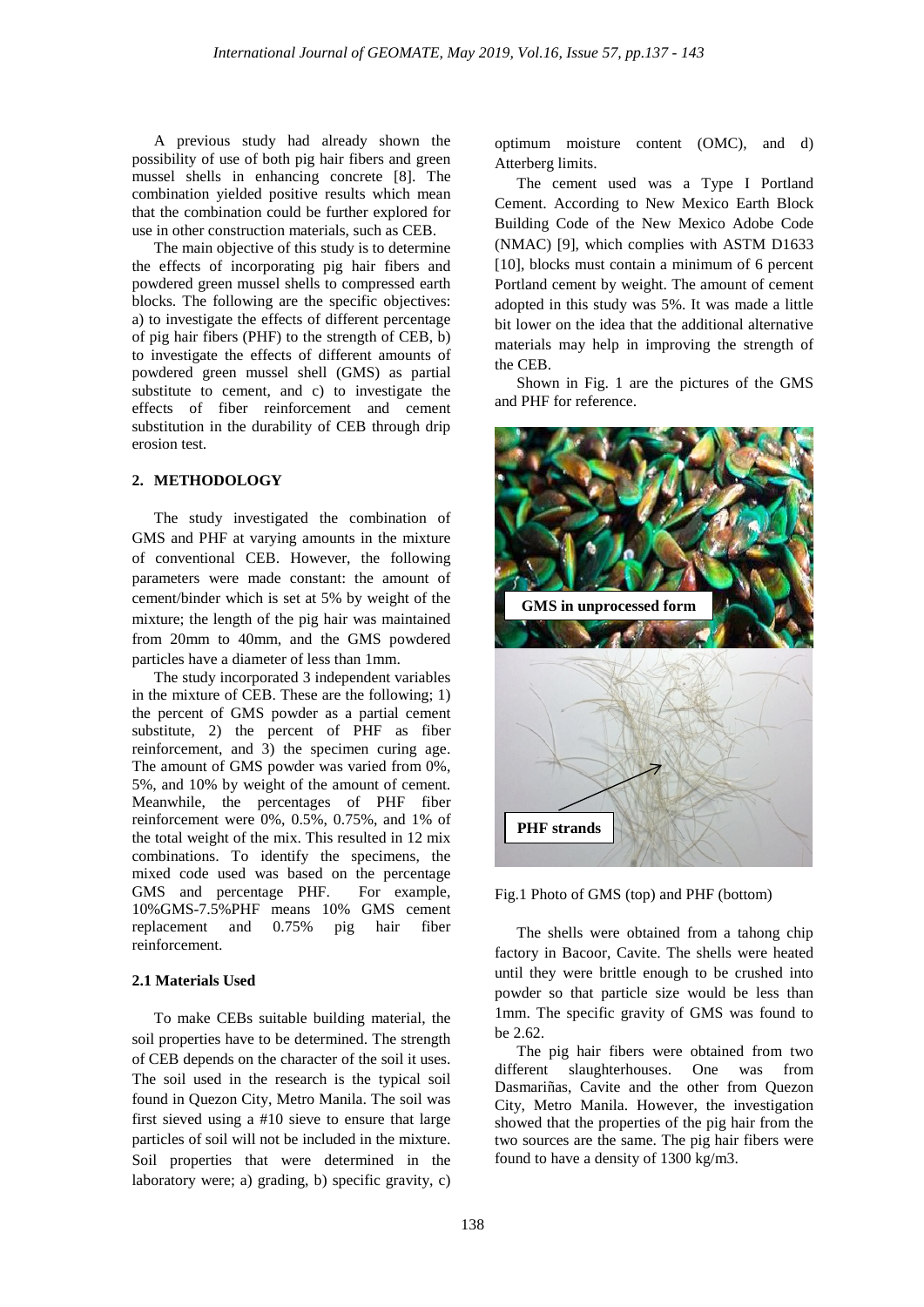A previous study had already shown the possibility of use of both pig hair fibers and green mussel shells in enhancing concrete [8]. The combination yielded positive results which mean that the combination could be further explored for use in other construction materials, such as CEB.

The main objective of this study is to determine the effects of incorporating pig hair fibers and powdered green mussel shells to compressed earth blocks. The following are the specific objectives: a) to investigate the effects of different percentage of pig hair fibers (PHF) to the strength of CEB, b) to investigate the effects of different amounts of powdered green mussel shell (GMS) as partial substitute to cement, and c) to investigate the effects of fiber reinforcement and cement substitution in the durability of CEB through drip erosion test.

## 2. METHODOLOGY

The study investigated the combination of GMS and PHF at varying amounts in the mixture of conventional CEB. However, the following parameters were made constant: the amount of cement/binder which is set at 5% by weight of the mixture; the length of the pig hair was maintained from 20mm to 40mm, and the GMS powdered particles have a diameter of less than 1mm.

The study incorporated 3 independent variables in the mixture of CEB. These are the following; 1) the percent of GMS powder as a partial cement substitute, 2) the percent of PHF as fiber reinforcement, and 3) the specimen curing age. The amount of GMS powder was varied from 0%, 5%, and 10% by weight of the amount of cement. Meanwhile, the percentages of PHF fiber reinforcement were 0%, 0.5%, 0.75%, and 1% of the total weight of the mix. This resulted in 12 mix combinations. To identify the specimens, the mixed code used was based on the percentage GMS and percentage PHF. For example, 10%GMS-7.5%PHF means 10% GMS cement replacement and 0.75% pig hair fiber reinforcement.

### 2.1 Materials Used

To make CEBs suitable building material, the soil properties have to be determined. The strength of CEB depends on the character of the soil it uses. The soil used in the research is the typical soil found in Quezon City, Metro Manila. The soil was first sieved using a #10 sieve to ensure that large particles of soil will not be included in the mixture. Soil properties that were determined in the laboratory were; a) grading, b) specific gravity, c) optimum moisture content (OMC), and d) Atterberg limits.

The cement used was a Type I Portland Cement. According to New Mexico Earth Block Building Code of the New Mexico Adobe Code (NMAC) [9], which complies with ASTM D1633 [10], blocks must contain a minimum of 6 percent Portland cement by weight. The amount of cement adopted in this study was 5%. It was made a little bit lower on the idea that the additional alternative materials may help in improving the strength of the CEB.

Shown in Fig. 1 are the pictures of the GMS and PHF for reference.

Fig.1 Photo of GMS (top) and PHF (bottom)

The shells were obtained from a tahong chip factory in Bacoor, Cavite. The shells were heated until they were brittle enough to be crushed into powder so that particle size would be less than 1mm. The specific gravity of GMS was found to be 2.62.

The pig hair fibers were obtained from two different slaughterhouses. One was from Dasmariñas, Cavite and the other from Quezon City, Metro Manila. However, the investigation showed that the properties of the pig hair from the two sources are the same. The pig hair fibers were found to have a density of 1300 kg/m3.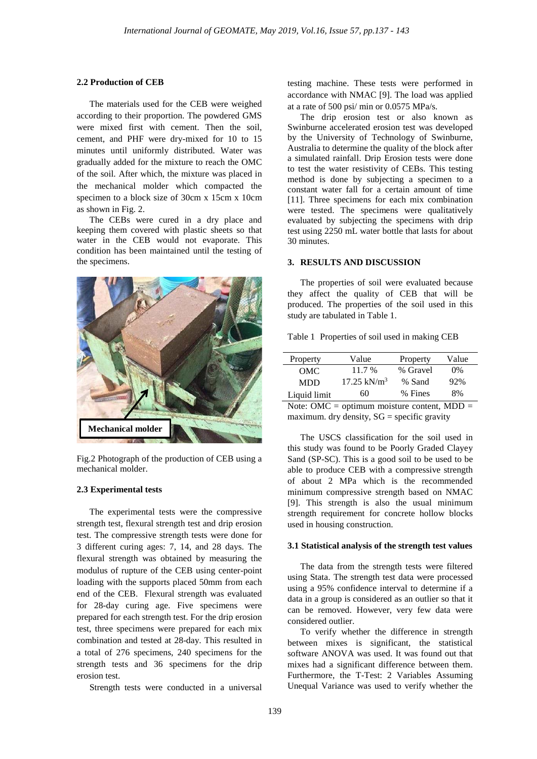### 2.2 Production of CEB

The materials used for the CEB were weighed according to their proportion. The powdered GMS were mixed first with cement. Then the soil, cement, and PHF were dry-mixed for 10 to 15 minutes until uniformly distributed. Water was gradually added for the mixture to reach the OMC of the soil. After which, the mixture was placed in the mechanical molder which compacted the specimen to a block size of 30cm x 15cm x 10cm as shown in Fig. 2.

The CEBs were cured in a dry place and keeping them covered with plastic sheets so that water in the CEB would not evaporate. This condition has been maintained until the testing of the specimens.

Fig.2 Photograph of the production of CEB using a mechanical molder.

### 2.3 Experimental tests

The experimental tests were the compressive strength test, flexural strength test and drip erosion test. The compressive strength tests were done for 3 different curing ages: 7, 14, and 28 days. The flexural strength was obtained by measuring the modulus of rupture of the CEB using center-point loading with the supports placed 50mm from each end of the CEB. Flexural strength was evaluated for 28-day curing age. Five specimens were prepared for each strength test. For the drip erosion test, three specimens were prepared for each mix combination and tested at 28-day. This resulted in a total of 276 specimens, 240 specimens for the strength tests and 36 specimens for the drip erosion test.

Strength tests were conducted in a universal testing machine. These tests were performed in accordance with NMAC [9]. The load was applied at a rate of 500 psi/ min or 0.0575 MPa/s.

The drip erosion test or also known as Swinburne accelerated erosion test was developed by the University of Technology of Swinburne, Australia to determine the quality of the block after a simulated rainfall. Drip Erosion tests were done to test the water resistivity of CEBs. This testing method is done by subjecting a specimen to a constant water fall for a certain amount of time [11]. Three specimens for each mix combination were tested. The specimens were qualitatively evaluated by subjecting the specimens with drip test using 2250 mL water bottle that lasts for about 30 minutes.

## 3. RESULTS AND DISCUSSION

The properties of soil were evaluated because they affect the quality of CEB that will be produced. The properties of the soil used in this study are tabulated in Table 1.

Table 1 Properties of soil used in making CEB

| Property | Value | Property | Value |
|---|---|---|---|
| OMC | 11.7 % | % Gravel | 0% |
| MDD | 17.25 kN/m$^3$ | % Sand | 92% |
| Liquid limit | 60 | % Fines | 8% |

Note: OMC = optimum moisture content, MDD = maximum. dry density, SG = specific gravity

The USCS classification for the soil used in this study was found to be Poorly Graded Clayey Sand (SP-SC). This is a good soil to be used to be able to produce CEB with a compressive strength of about 2 MPa which is the recommended minimum compressive strength based on NMAC [9]. This strength is also the usual minimum strength requirement for concrete hollow blocks used in housing construction.

### 3.1 Statistical analysis of the strength test values

The data from the strength tests were filtered using Stata. The strength test data were processed using a 95% confidence interval to determine if a data in a group is considered as an outlier so that it can be removed. However, very few data were considered outlier.

To verify whether the difference in strength between mixes is significant, the statistical software ANOVA was used. It was found out that mixes had a significant difference between them. Furthermore, the T-Test: 2 Variables Assuming Unequal Variance was used to verify whether the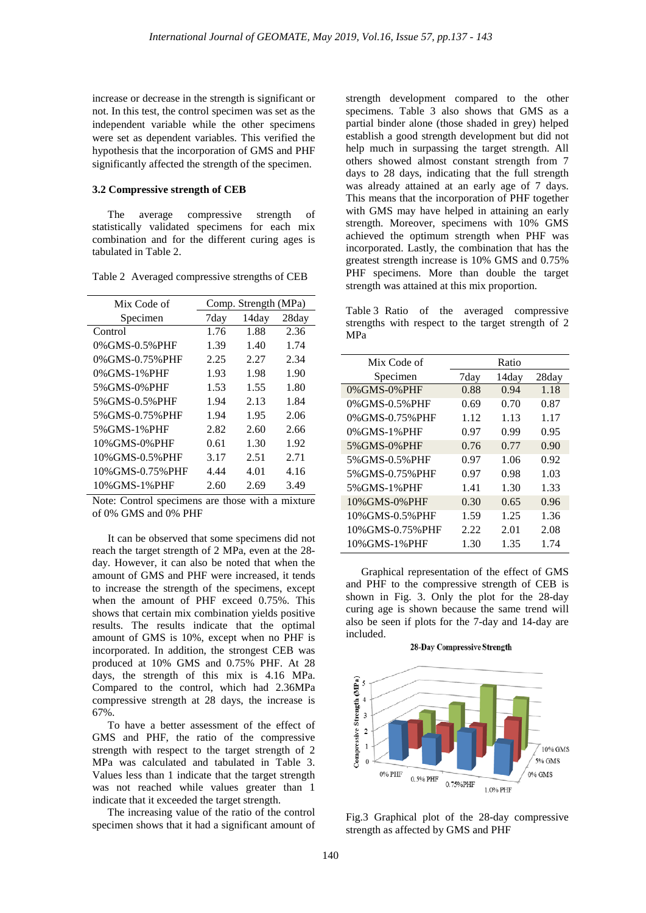increase or decrease in the strength is significant or not. In this test, the control specimen was set as the independent variable while the other specimens were set as dependent variables. This verified the hypothesis that the incorporation of GMS and PHF significantly affected the strength of the specimen.

### 3.2 Compressive strength of CEB

The average compressive strength of statistically validated specimens for each mix combination and for the different curing ages is tabulated in Table 2.

Table 2 Averaged compressive strengths of CEB

| Mix Code of Specimen | Comp. Strength (MPa) | | |
|---|---|---|---|
| | 7day | 14day | 28day |
| Control | 1.76 | 1.88 | 2.36 |
| 0%GMS-0.5%PHF | 1.39 | 1.40 | 1.74 |
| 0%GMS-0.75%PHF | 2.25 | 2.27 | 2.34 |
| 0%GMS-1%PHF | 1.93 | 1.98 | 1.90 |
| 5%GMS-0%PHF | 1.53 | 1.55 | 1.80 |
| 5%GMS-0.5%PHF | 1.94 | 2.13 | 1.84 |
| 5%GMS-0.75%PHF | 1.94 | 1.95 | 2.06 |
| 5%GMS-1%PHF | 2.82 | 2.60 | 2.66 |
| 10%GMS-0%PHF | 0.61 | 1.30 | 1.92 |
| 10%GMS-0.5%PHF | 3.17 | 2.51 | 2.71 |
| 10%GMS-0.75%PHF | 4.44 | 4.01 | 4.16 |
| 10%GMS-1%PHF | 2.60 | 2.69 | 3.49 |

Note: Control specimens are those with a mixture of 0% GMS and 0% PHF

It can be observed that some specimens did not reach the target strength of 2 MPa, even at the 28-day. However, it can also be noted that when the amount of GMS and PHF were increased, it tends to increase the strength of the specimens, except when the amount of PHF exceed 0.75%. This shows that certain mix combination yields positive results. The results indicate that the optimal amount of GMS is 10%, except when no PHF is incorporated. In addition, the strongest CEB was produced at 10% GMS and 0.75% PHF. At 28 days, the strength of this mix is 4.16 MPa. Compared to the control, which had 2.36MPa compressive strength at 28 days, the increase is 67%.

To have a better assessment of the effect of GMS and PHF, the ratio of the compressive strength with respect to the target strength of 2 MPa was calculated and tabulated in Table 3. Values less than 1 indicate that the target strength was not reached while values greater than 1 indicate that it exceeded the target strength.

The increasing value of the ratio of the control specimen shows that it had a significant amount of strength development compared to the other specimens. Table 3 also shows that GMS as a partial binder alone (those shaded in grey) helped establish a good strength development but did not help much in surpassing the target strength. All others showed almost constant strength from 7 days to 28 days, indicating that the full strength was already attained at an early age of 7 days. This means that the incorporation of PHF together with GMS may have helped in attaining an early strength. Moreover, specimens with 10% GMS achieved the optimum strength when PHF was incorporated. Lastly, the combination that has the greatest strength increase is 10% GMS and 0.75% PHF specimens. More than double the target strength was attained at this mix proportion.

Table 3 Ratio of the averaged compressive strengths with respect to the target strength of 2 MPa

| Mix Code of Specimen | Ratio | | |
|---|---|---|---|
| | 7day | 14day | 28day |
| 0%GMS-0%PHF | 0.88 | 0.94 | 1.18 |
| 0%GMS-0.5%PHF | 0.69 | 0.70 | 0.87 |
| 0%GMS-0.75%PHF | 1.12 | 1.13 | 1.17 |
| 0%GMS-1%PHF | 0.97 | 0.99 | 0.95 |
| 5%GMS-0%PHF | 0.76 | 0.77 | 0.90 |
| 5%GMS-0.5%PHF | 0.97 | 1.06 | 0.92 |
| 5%GMS-0.75%PHF | 0.97 | 0.98 | 1.03 |
| 5%GMS-1%PHF | 1.41 | 1.30 | 1.33 |
| 10%GMS-0%PHF | 0.30 | 0.65 | 0.96 |
| 10%GMS-0.5%PHF | 1.59 | 1.25 | 1.36 |
| 10%GMS-0.75%PHF | 2.22 | 2.01 | 2.08 |
| 10%GMS-1%PHF | 1.30 | 1.35 | 1.74 |

Graphical representation of the effect of GMS and PHF to the compressive strength of CEB is shown in Fig. 3. Only the plot for the 28-day curing age is shown because the same trend will also be seen if plots for the 7-day and 14-day are included.

Fig.3 Graphical plot of the 28-day compressive strength as affected by GMS and PHF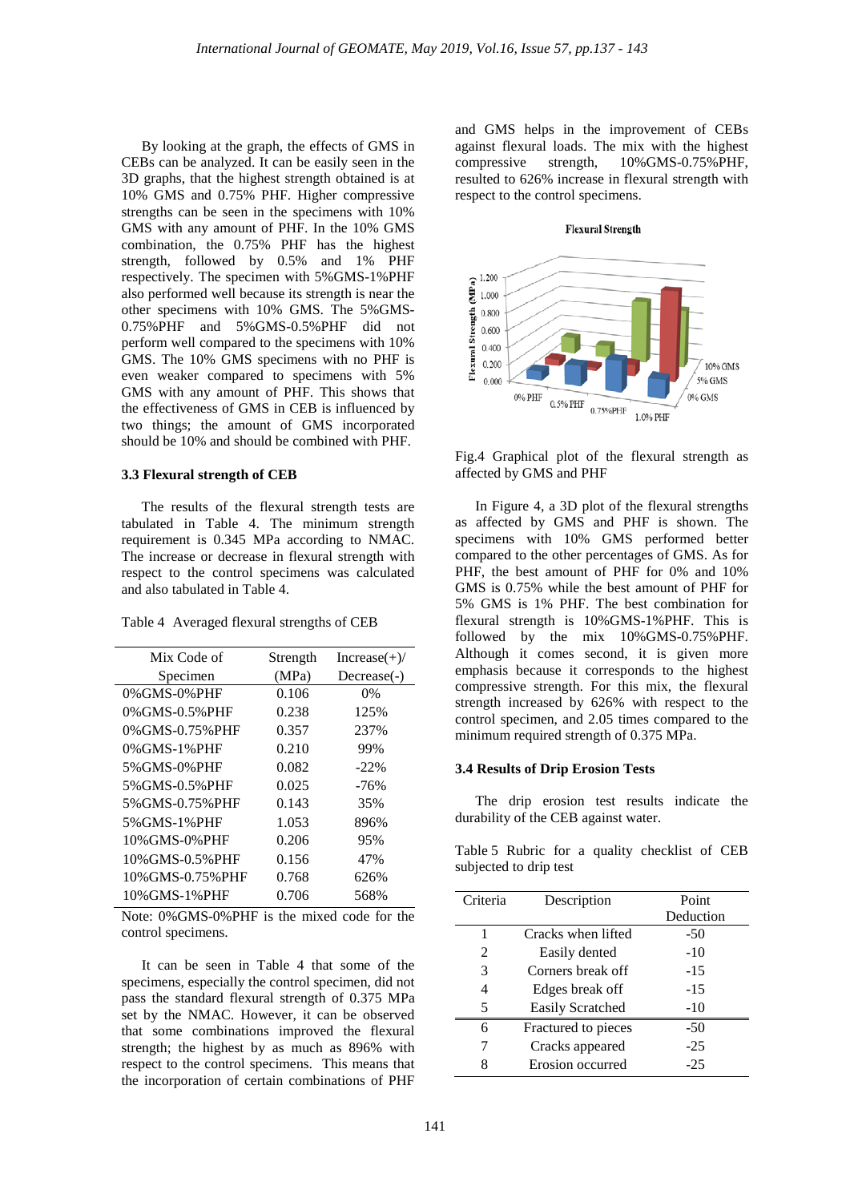By looking at the graph, the effects of GMS in CEBs can be analyzed. It can be easily seen in the 3D graphs, that the highest strength obtained is at 10% GMS and 0.75% PHF. Higher compressive strengths can be seen in the specimens with 10% GMS with any amount of PHF. In the 10% GMS combination, the 0.75% PHF has the highest strength, followed by 0.5% and 1% PHF respectively. The specimen with 5%GMS-1%PHF also performed well because its strength is near the other specimens with 10% GMS. The 5%GMS-0.75%PHF and 5%GMS-0.5%PHF did not perform well compared to the specimens with 10% GMS. The 10% GMS specimens with no PHF is even weaker compared to specimens with 5% GMS with any amount of PHF. This shows that the effectiveness of GMS in CEB is influenced by two things; the amount of GMS incorporated should be 10% and should be combined with PHF.

### 3.3 Flexural strength of CEB

The results of the flexural strength tests are tabulated in Table 4. The minimum strength requirement is 0.345 MPa according to NMAC. The increase or decrease in flexural strength with respect to the control specimens was calculated and also tabulated in Table 4.

Table 4 Averaged flexural strengths of CEB

| Mix Code of Specimen | Strength (MPa) | Increase(+)/ Decrease(-) |
|---|---|---|
| 0%GMS-0%PHF | 0.106 | 0% |
| 0%GMS-0.5%PHF | 0.238 | 125% |
| 0%GMS-0.75%PHF | 0.357 | 237% |
| 0%GMS-1%PHF | 0.210 | 99% |
| 5%GMS-0%PHF | 0.082 | -22% |
| 5%GMS-0.5%PHF | 0.025 | -76% |
| 5%GMS-0.75%PHF | 0.143 | 35% |
| 5%GMS-1%PHF | 1.053 | 896% |
| 10%GMS-0%PHF | 0.206 | 95% |
| 10%GMS-0.5%PHF | 0.156 | 47% |
| 10%GMS-0.75%PHF | 0.768 | 626% |
| 10%GMS-1%PHF | 0.706 | 568% |

Note: 0%GMS-0%PHF is the mixed code for the control specimens.

It can be seen in Table 4 that some of the specimens, especially the control specimen, did not pass the standard flexural strength of 0.375 MPa set by the NMAC. However, it can be observed that some combinations improved the flexural strength; the highest by as much as 896% with respect to the control specimens. This means that the incorporation of certain combinations of PHF and GMS helps in the improvement of CEBs against flexural loads. The mix with the highest compressive strength, 10%GMS-0.75%PHF, resulted to 626% increase in flexural strength with respect to the control specimens.

Fig.4 Graphical plot of the flexural strength as affected by GMS and PHF

In Figure 4, a 3D plot of the flexural strengths as affected by GMS and PHF is shown. The specimens with 10% GMS performed better compared to the other percentages of GMS. As for PHF, the best amount of PHF for 0% and 10% GMS is 0.75% while the best amount of PHF for 5% GMS is 1% PHF. The best combination for flexural strength is 10%GMS-1%PHF. This is followed by the mix 10%GMS-0.75%PHF. Although it comes second, it is given more emphasis because it corresponds to the highest compressive strength. For this mix, the flexural strength increased by 626% with respect to the control specimen, and 2.05 times compared to the minimum required strength of 0.375 MPa.

### 3.4 Results of Drip Erosion Tests

The drip erosion test results indicate the durability of the CEB against water.

Table 5 Rubric for a quality checklist of CEB subjected to drip test

| Criteria | Description | Point Deduction |
|---|---|---|
| 1 | Cracks when lifted | -50 |
| 2 | Easily dented | -10 |
| 3 | Corners break off | -15 |
| 4 | Edges break off | -15 |
| 5 | Easily Scratched | -10 |
| 6 | Fractured to pieces | -50 |
| 7 | Cracks appeared | -25 |
| 8 | Erosion occurred | -25 |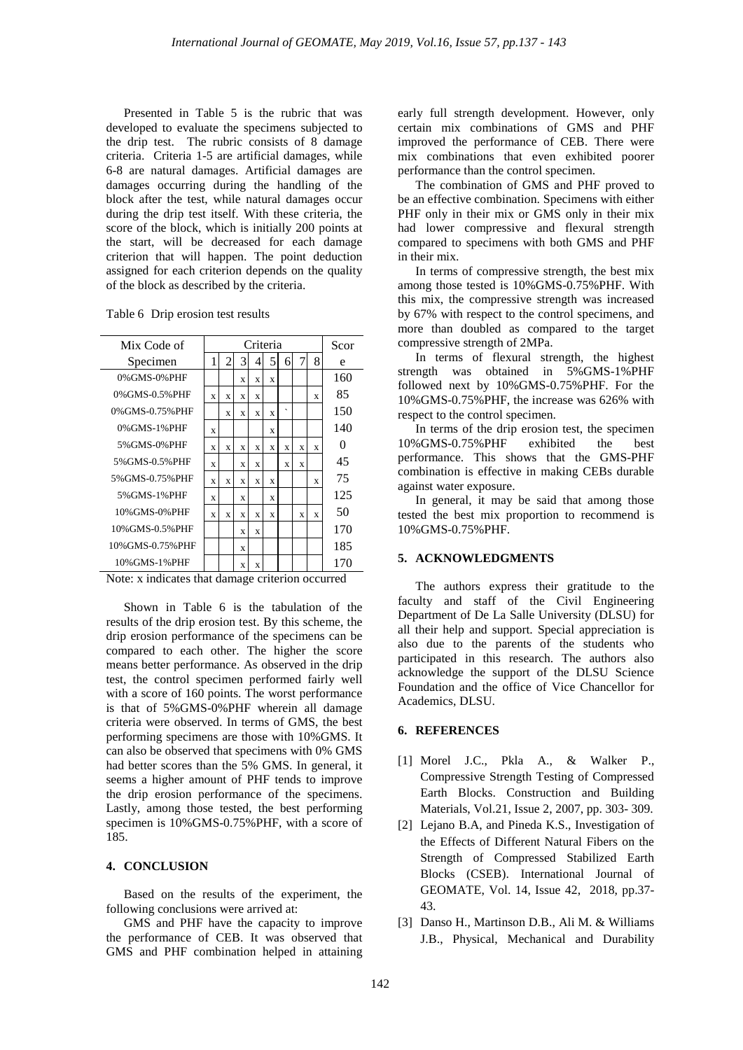Presented in Table 5 is the rubric that was developed to evaluate the specimens subjected to the drip test. The rubric consists of 8 damage criteria. Criteria 1-5 are artificial damages, while 6-8 are natural damages. Artificial damages are damages occurring during the handling of the block after the test, while natural damages occur during the drip test itself. With these criteria, the score of the block, which is initially 200 points at the start, will be decreased for each damage criterion that will happen. The point deduction assigned for each criterion depends on the quality of the block as described by the criteria.

Table 6 Drip erosion test results

| Mix Code of Specimen | Criteria | | | | | | | | Score |
|---|---|---|---|---|---|---|---|---|---|
| | 1 | 2 | 3 | 4 | 5 | 6 | 7 | 8 | |
| 0%GMS-0%PHF | | | x | x | x | | | | 160 |
| 0%GMS-0.5%PHF | x | x | x | x | | | | x | 85 |
| 0%GMS-0.75%PHF | | x | x | x | x | ` | | | 150 |
| 0%GMS-1%PHF | x | | | | x | | | | 140 |
| 5%GMS-0%PHF | x | x | x | x | x | x | x | x | 0 |
| 5%GMS-0.5%PHF | x | | x | x | | x | x | | 45 |
| 5%GMS-0.75%PHF | x | x | x | x | x | | | x | 75 |
| 5%GMS-1%PHF | x | | x | | x | | | | 125 |
| 10%GMS-0%PHF | x | x | x | x | x | | x | x | 50 |
| 10%GMS-0.5%PHF | | | x | x | | | | | 170 |
| 10%GMS-0.75%PHF | | | x | | | | | | 185 |
| 10%GMS-1%PHF | | | x | x | | | | | 170 |

Note: x indicates that damage criterion occurred

Shown in Table 6 is the tabulation of the results of the drip erosion test. By this scheme, the drip erosion performance of the specimens can be compared to each other. The higher the score means better performance. As observed in the drip test, the control specimen performed fairly well with a score of 160 points. The worst performance is that of 5%GMS-0%PHF wherein all damage criteria were observed. In terms of GMS, the best performing specimens are those with 10%GMS. It can also be observed that specimens with 0% GMS had better scores than the 5% GMS. In general, it seems a higher amount of PHF tends to improve the drip erosion performance of the specimens. Lastly, among those tested, the best performing specimen is 10%GMS-0.75%PHF, with a score of 185.

## 4. CONCLUSION

Based on the results of the experiment, the following conclusions were arrived at:

GMS and PHF have the capacity to improve the performance of CEB. It was observed that GMS and PHF combination helped in attaining early full strength development. However, only certain mix combinations of GMS and PHF improved the performance of CEB. There were mix combinations that even exhibited poorer performance than the control specimen.

The combination of GMS and PHF proved to be an effective combination. Specimens with either PHF only in their mix or GMS only in their mix had lower compressive and flexural strength compared to specimens with both GMS and PHF in their mix.

In terms of compressive strength, the best mix among those tested is 10%GMS-0.75%PHF. With this mix, the compressive strength was increased by 67% with respect to the control specimens, and more than doubled as compared to the target compressive strength of 2MPa.

In terms of flexural strength, the highest strength was obtained in 5%GMS-1%PHF followed next by 10%GMS-0.75%PHF. For the 10%GMS-0.75%PHF, the increase was 626% with respect to the control specimen.

In terms of the drip erosion test, the specimen 10%GMS-0.75%PHF exhibited the best performance. This shows that the GMS-PHF combination is effective in making CEBs durable against water exposure.

In general, it may be said that among those tested the best mix proportion to recommend is 10%GMS-0.75%PHF.

## 5. ACKNOWLEDGMENTS

The authors express their gratitude to the faculty and staff of the Civil Engineering Department of De La Salle University (DLSU) for all their help and support. Special appreciation is also due to the parents of the students who participated in this research. The authors also acknowledge the support of the DLSU Science Foundation and the office of Vice Chancellor for Academics, DLSU.

## 6. REFERENCES

[1] Morel J.C., Pkla A., & Walker P., Compressive Strength Testing of Compressed Earth Blocks. Construction and Building Materials, Vol.21, Issue 2, 2007, pp. 303- 309.

[2] Lejano B.A, and Pineda K.S., Investigation of the Effects of Different Natural Fibers on the Strength of Compressed Stabilized Earth Blocks (CSEB). International Journal of GEOMATE, Vol. 14, Issue 42, 2018, pp.37-43.

[3] Danso H., Martinson D.B., Ali M. & Williams J.B., Physical, Mechanical and Durability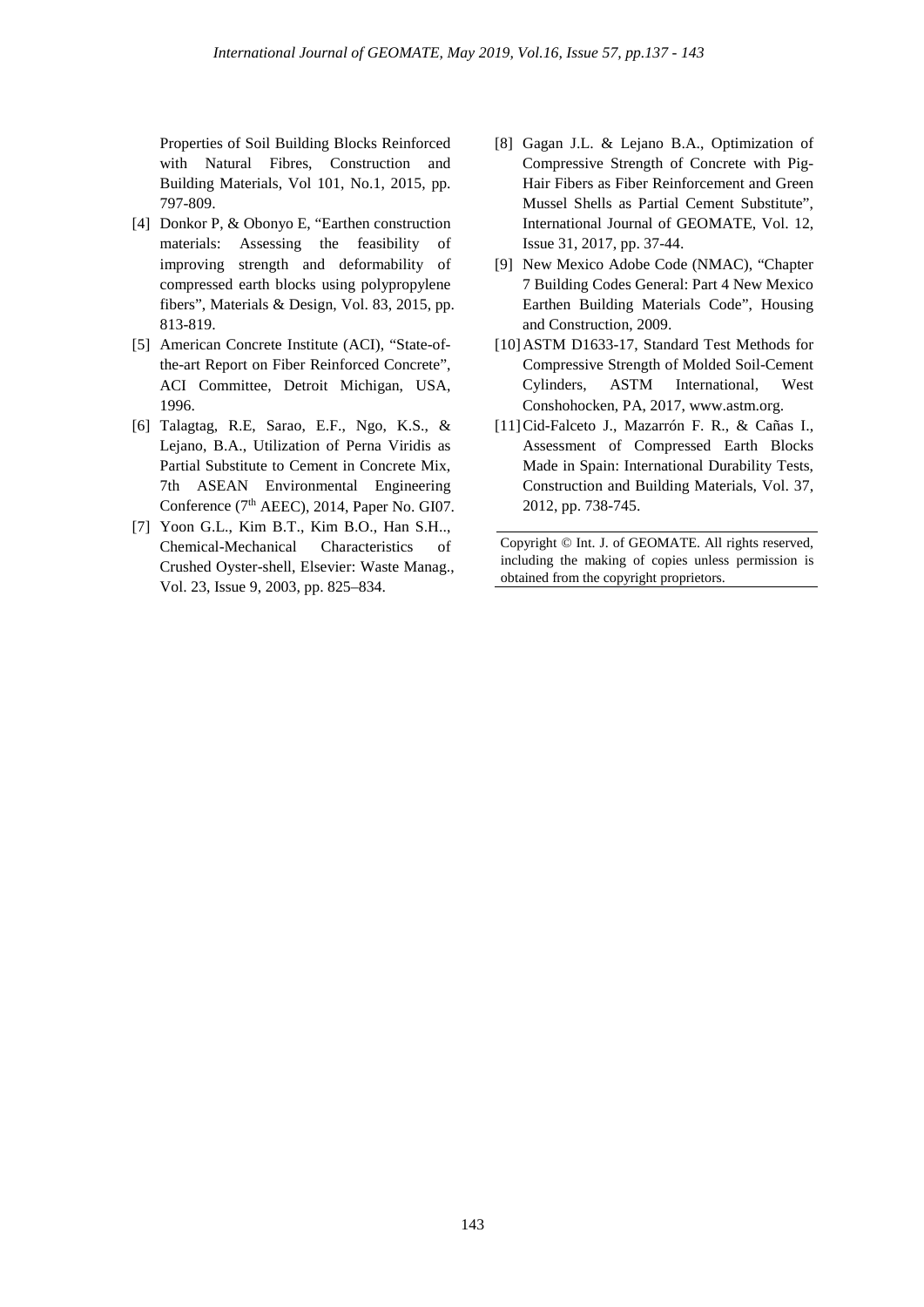Properties of Soil Building Blocks Reinforced with Natural Fibres, Construction and Building Materials, Vol 101, No.1, 2015, pp. 797-809.

[4] Donkor P, & Obonyo E, "Earthen construction materials: Assessing the feasibility of improving strength and deformability of compressed earth blocks using polypropylene fibers", Materials & Design, Vol. 83, 2015, pp. 813-819.

[5] American Concrete Institute (ACI), "State-of-the-art Report on Fiber Reinforced Concrete", ACI Committee, Detroit Michigan, USA, 1996.

[6] Talagtag, R.E, Sarao, E.F., Ngo, K.S., & Lejano, B.A., Utilization of Perna Viridis as Partial Substitute to Cement in Concrete Mix, 7th ASEAN Environmental Engineering Conference (7th AEEC), 2014, Paper No. GI07.

[7] Yoon G.L., Kim B.T., Kim B.O., Han S.H.., Chemical-Mechanical Characteristics of Crushed Oyster-shell, Elsevier: Waste Manag., Vol. 23, Issue 9, 2003, pp. 825–834.

[8] Gagan J.L. & Lejano B.A., Optimization of Compressive Strength of Concrete with Pig-Hair Fibers as Fiber Reinforcement and Green Mussel Shells as Partial Cement Substitute", International Journal of GEOMATE, Vol. 12, Issue 31, 2017, pp. 37-44.

[9] New Mexico Adobe Code (NMAC), "Chapter 7 Building Codes General: Part 4 New Mexico Earthen Building Materials Code", Housing and Construction, 2009.

[10] ASTM D1633-17, Standard Test Methods for Compressive Strength of Molded Soil-Cement Cylinders, ASTM International, West Conshohocken, PA, 2017, www.astm.org.

[11] Cid-Falceto J., Mazarrón F. R., & Cañas I., Assessment of Compressed Earth Blocks Made in Spain: International Durability Tests, Construction and Building Materials, Vol. 37, 2012, pp. 738-745.

Copyright © Int. J. of GEOMATE. All rights reserved, including the making of copies unless permission is obtained from the copyright proprietors.